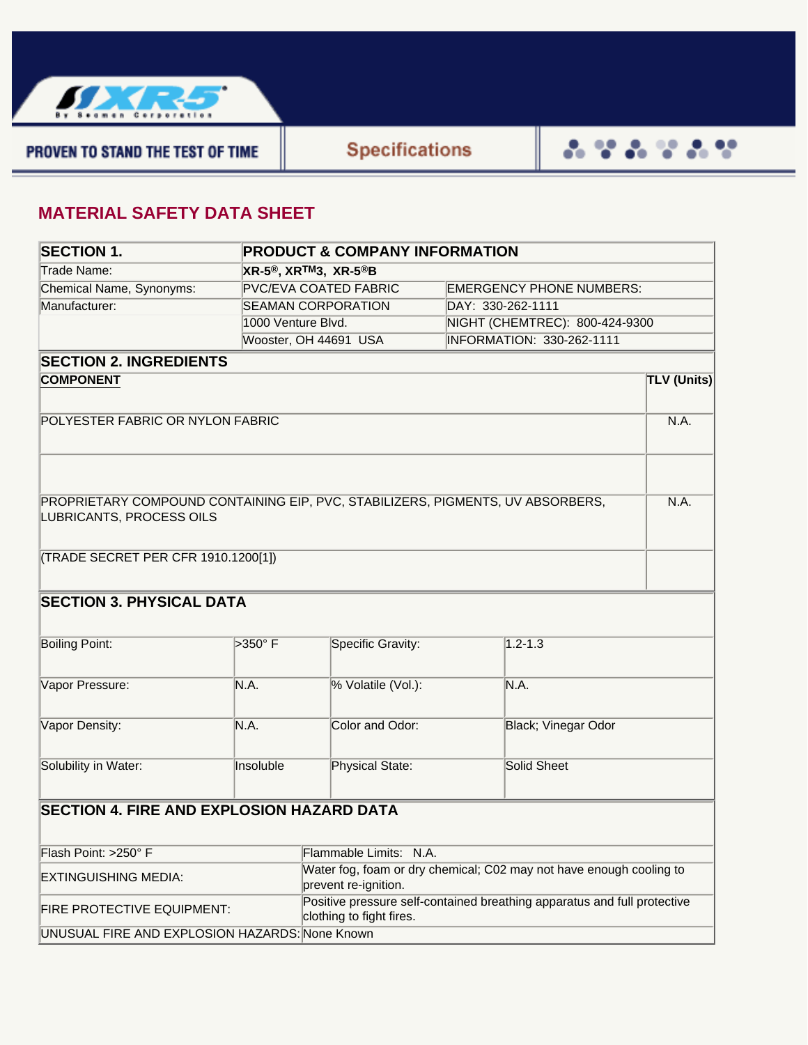PROVEN TO STAND THE TEST OF TIME

Specifications

# MATERIAL SAFETY DATA SHEET

| SECTION 1. | PRODUCT & COMPANY INFORMATION | |
|---|---|---|
| Trade Name: | **XR-5®, XRTM3, XR-5®B** | |
| Chemical Name, Synonyms: | PVC/EVA COATED FABRIC | EMERGENCY PHONE NUMBERS: |
| Manufacturer: | SEAMAN CORPORATION | DAY: 330-262-1111 |
| | 1000 Venture Blvd. | NIGHT (CHEMTREC): 800-424-9300 |
| | Wooster, OH 44691 USA | INFORMATION: 330-262-1111 |

## SECTION 2. INGREDIENTS

| COMPONENT | TLV (Units) |
|---|---|
| POLYESTER FABRIC OR NYLON FABRIC | N.A. |
| | |
| PROPRIETARY COMPOUND CONTAINING EIP, PVC, STABILIZERS, PIGMENTS, UV ABSORBERS, LUBRICANTS, PROCESS OILS | N.A. |
| (TRADE SECRET PER CFR 1910.1200[1]) | |

## SECTION 3. PHYSICAL DATA

| | | | |
|---|---|---|---|
| Boiling Point: | >350° F | Specific Gravity: | 1.2-1.3 |
| Vapor Pressure: | N.A. | % Volatile (Vol.): | N.A. |
| Vapor Density: | N.A. | Color and Odor: | Black; Vinegar Odor |
| Solubility in Water: | Insoluble | Physical State: | Solid Sheet |

## SECTION 4. FIRE AND EXPLOSION HAZARD DATA

| | |
|---|---|
| Flash Point: >250° F | Flammable Limits: N.A. |
| EXTINGUISHING MEDIA: | Water fog, foam or dry chemical; C02 may not have enough cooling to prevent re-ignition. |
| FIRE PROTECTIVE EQUIPMENT: | Positive pressure self-contained breathing apparatus and full protective clothing to fight fires. |
| UNUSUAL FIRE AND EXPLOSION HAZARDS: | None Known |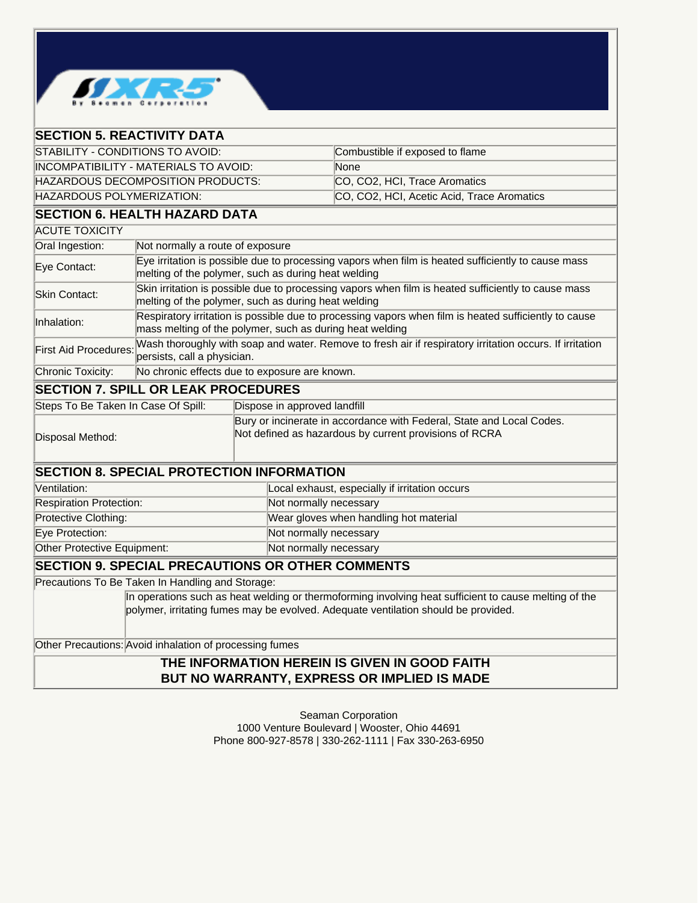## SECTION 5. REACTIVITY DATA

| | |
|---|---|
| STABILITY - CONDITIONS TO AVOID: | Combustible if exposed to flame |
| INCOMPATIBILITY - MATERIALS TO AVOID: | None |
| HAZARDOUS DECOMPOSITION PRODUCTS: | CO, $CO_2$, HCl, Trace Aromatics |
| HAZARDOUS POLYMERIZATION: | CO, $CO_2$, HCl, Acetic Acid, Trace Aromatics |

## SECTION 6. HEALTH HAZARD DATA

ACUTE TOXICITY

| | |
|---|---|
| Oral Ingestion: | Not normally a route of exposure |
| Eye Contact: | Eye irritation is possible due to processing vapors when film is heated sufficiently to cause mass melting of the polymer, such as during heat welding |
| Skin Contact: | Skin irritation is possible due to processing vapors when film is heated sufficiently to cause mass melting of the polymer, such as during heat welding |
| Inhalation: | Respiratory irritation is possible due to processing vapors when film is heated sufficiently to cause mass melting of the polymer, such as during heat welding |
| First Aid Procedures: | Wash thoroughly with soap and water. Remove to fresh air if respiratory irritation occurs. If irritation persists, call a physician. |
| Chronic Toxicity: | No chronic effects due to exposure are known. |

## SECTION 7. SPILL OR LEAK PROCEDURES

| | |
|---|---|
| Steps To Be Taken In Case Of Spill: | Dispose in approved landfill |
| Disposal Method: | Bury or incinerate in accordance with Federal, State and Local Codes. Not defined as hazardous by current provisions of RCRA |

## SECTION 8. SPECIAL PROTECTION INFORMATION

| | |
|---|---|
| Ventilation: | Local exhaust, especially if irritation occurs |
| Respiration Protection: | Not normally necessary |
| Protective Clothing: | Wear gloves when handling hot material |
| Eye Protection: | Not normally necessary |
| Other Protective Equipment: | Not normally necessary |

## SECTION 9. SPECIAL PRECAUTIONS OR OTHER COMMENTS

Precautions To Be Taken In Handling and Storage:

In operations such as heat welding or thermoforming involving heat sufficient to cause melting of the polymer, irritating fumes may be evolved. Adequate ventilation should be provided.

Other Precautions: Avoid inhalation of processing fumes

**THE INFORMATION HEREIN IS GIVEN IN GOOD FAITH**
**BUT NO WARRANTY, EXPRESS OR IMPLIED IS MADE**

Seaman Corporation
1000 Venture Boulevard | Wooster, Ohio 44691
Phone 800-927-8578 | 330-262-1111 | Fax 330-263-6950